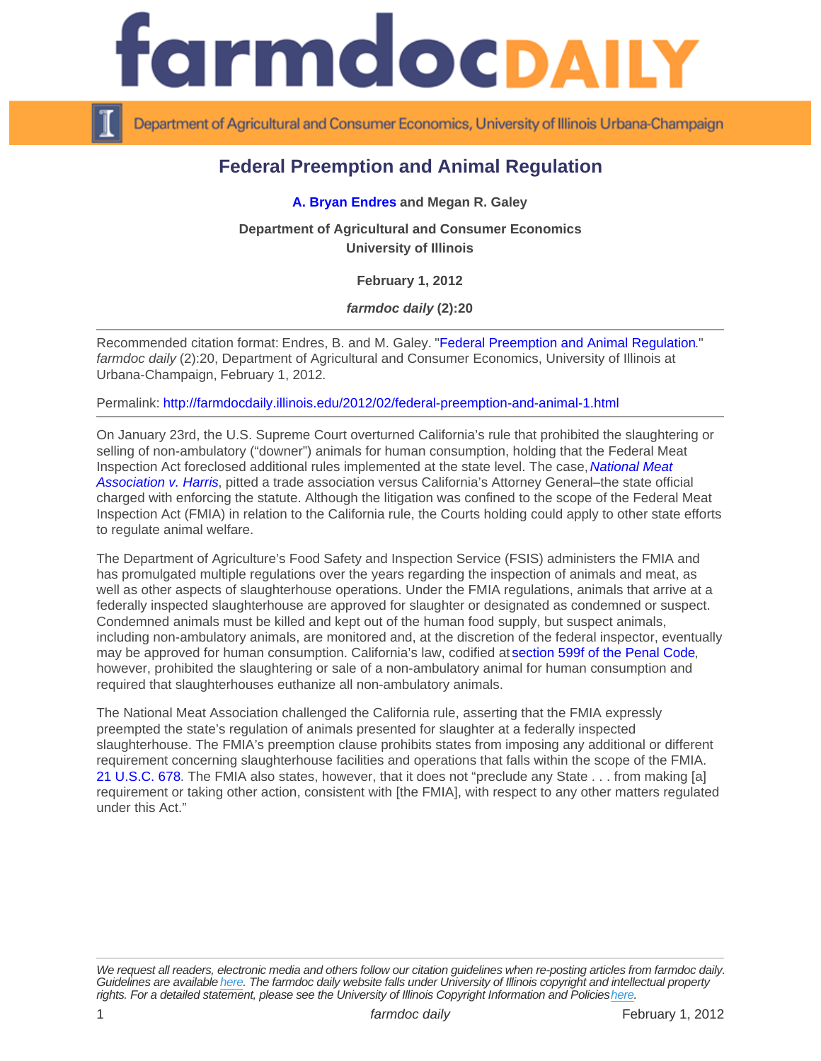# Federal Preemption and Animal Regulation

**A. Bryan Endres and Megan R. Galey**

**Department of Agricultural and Consumer Economics**
**University of Illinois**

**February 1, 2012**

***farmdoc daily* (2):20**

---

Recommended citation format: Endres, B. and M. Galey. "Federal Preemption and Animal Regulation." *farmdoc daily* (2):20, Department of Agricultural and Consumer Economics, University of Illinois at Urbana-Champaign, February 1, 2012.

Permalink: http://farmdocdaily.illinois.edu/2012/02/federal-preemption-and-animal-1.html

---

On January 23rd, the U.S. Supreme Court overturned California's rule that prohibited the slaughtering or selling of non-ambulatory ("downer") animals for human consumption, holding that the Federal Meat Inspection Act foreclosed additional rules implemented at the state level. The case, *National Meat Association v. Harris*, pitted a trade association versus California's Attorney General–the state official charged with enforcing the statute. Although the litigation was confined to the scope of the Federal Meat Inspection Act (FMIA) in relation to the California rule, the Courts holding could apply to other state efforts to regulate animal welfare.

The Department of Agriculture's Food Safety and Inspection Service (FSIS) administers the FMIA and has promulgated multiple regulations over the years regarding the inspection of animals and meat, as well as other aspects of slaughterhouse operations. Under the FMIA regulations, animals that arrive at a federally inspected slaughterhouse are approved for slaughter or designated as condemned or suspect. Condemned animals must be killed and kept out of the human food supply, but suspect animals, including non-ambulatory animals, are monitored and, at the discretion of the federal inspector, eventually may be approved for human consumption. California's law, codified at section 599f of the Penal Code, however, prohibited the slaughtering or sale of a non-ambulatory animal for human consumption and required that slaughterhouses euthanize all non-ambulatory animals.

The National Meat Association challenged the California rule, asserting that the FMIA expressly preempted the state's regulation of animals presented for slaughter at a federally inspected slaughterhouse. The FMIA's preemption clause prohibits states from imposing any additional or different requirement concerning slaughterhouse facilities and operations that falls within the scope of the FMIA. 21 U.S.C. 678. The FMIA also states, however, that it does not "preclude any State . . . from making [a] requirement or taking other action, consistent with [the FMIA], with respect to any other matters regulated under this Act."

---

*We request all readers, electronic media and others follow our citation guidelines when re-posting articles from farmdoc daily. Guidelines are available here. The farmdoc daily website falls under University of Illinois copyright and intellectual property rights. For a detailed statement, please see the University of Illinois Copyright Information and Policies here.*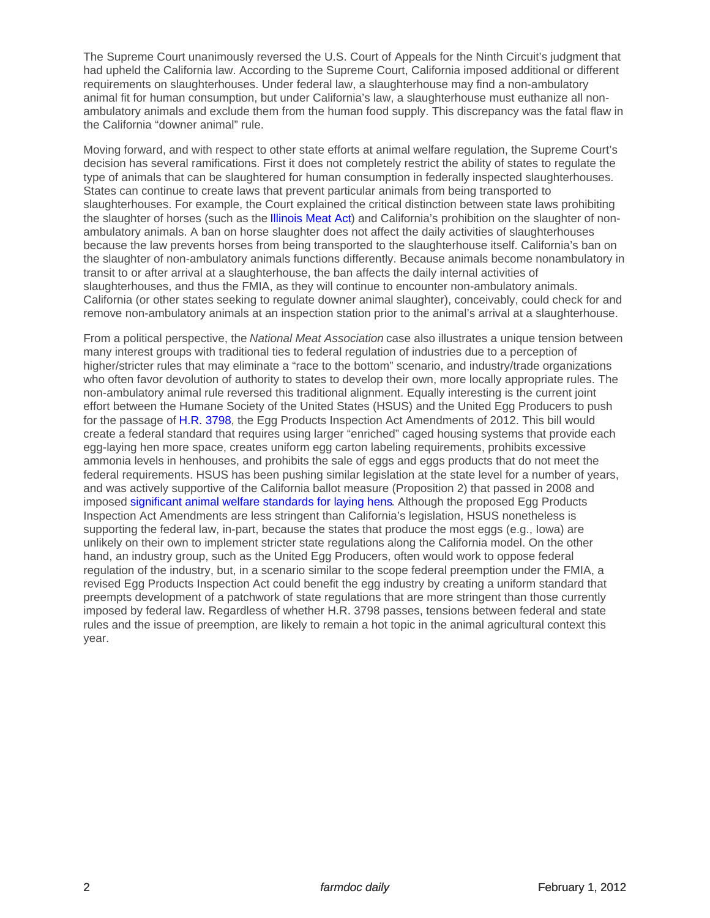The Supreme Court unanimously reversed the U.S. Court of Appeals for the Ninth Circuit's judgment that had upheld the California law. According to the Supreme Court, California imposed additional or different requirements on slaughterhouses. Under federal law, a slaughterhouse may find a non-ambulatory animal fit for human consumption, but under California's law, a slaughterhouse must euthanize all non-ambulatory animals and exclude them from the human food supply. This discrepancy was the fatal flaw in the California "downer animal" rule.

Moving forward, and with respect to other state efforts at animal welfare regulation, the Supreme Court's decision has several ramifications. First it does not completely restrict the ability of states to regulate the type of animals that can be slaughtered for human consumption in federally inspected slaughterhouses. States can continue to create laws that prevent particular animals from being transported to slaughterhouses. For example, the Court explained the critical distinction between state laws prohibiting the slaughter of horses (such as the Illinois Meat Act) and California's prohibition on the slaughter of non-ambulatory animals. A ban on horse slaughter does not affect the daily activities of slaughterhouses because the law prevents horses from being transported to the slaughterhouse itself. California's ban on the slaughter of non-ambulatory animals functions differently. Because animals become nonambulatory in transit to or after arrival at a slaughterhouse, the ban affects the daily internal activities of slaughterhouses, and thus the FMIA, as they will continue to encounter non-ambulatory animals. California (or other states seeking to regulate downer animal slaughter), conceivably, could check for and remove non-ambulatory animals at an inspection station prior to the animal's arrival at a slaughterhouse.

From a political perspective, the *National Meat Association* case also illustrates a unique tension between many interest groups with traditional ties to federal regulation of industries due to a perception of higher/stricter rules that may eliminate a "race to the bottom" scenario, and industry/trade organizations who often favor devolution of authority to states to develop their own, more locally appropriate rules. The non-ambulatory animal rule reversed this traditional alignment. Equally interesting is the current joint effort between the Humane Society of the United States (HSUS) and the United Egg Producers to push for the passage of H.R. 3798, the Egg Products Inspection Act Amendments of 2012. This bill would create a federal standard that requires using larger "enriched" caged housing systems that provide each egg-laying hen more space, creates uniform egg carton labeling requirements, prohibits excessive ammonia levels in henhouses, and prohibits the sale of eggs and eggs products that do not meet the federal requirements. HSUS has been pushing similar legislation at the state level for a number of years, and was actively supportive of the California ballot measure (Proposition 2) that passed in 2008 and imposed significant animal welfare standards for laying hens. Although the proposed Egg Products Inspection Act Amendments are less stringent than California's legislation, HSUS nonetheless is supporting the federal law, in-part, because the states that produce the most eggs (e.g., Iowa) are unlikely on their own to implement stricter state regulations along the California model. On the other hand, an industry group, such as the United Egg Producers, often would work to oppose federal regulation of the industry, but, in a scenario similar to the scope federal preemption under the FMIA, a revised Egg Products Inspection Act could benefit the egg industry by creating a uniform standard that preempts development of a patchwork of state regulations that are more stringent than those currently imposed by federal law. Regardless of whether H.R. 3798 passes, tensions between federal and state rules and the issue of preemption, are likely to remain a hot topic in the animal agricultural context this year.